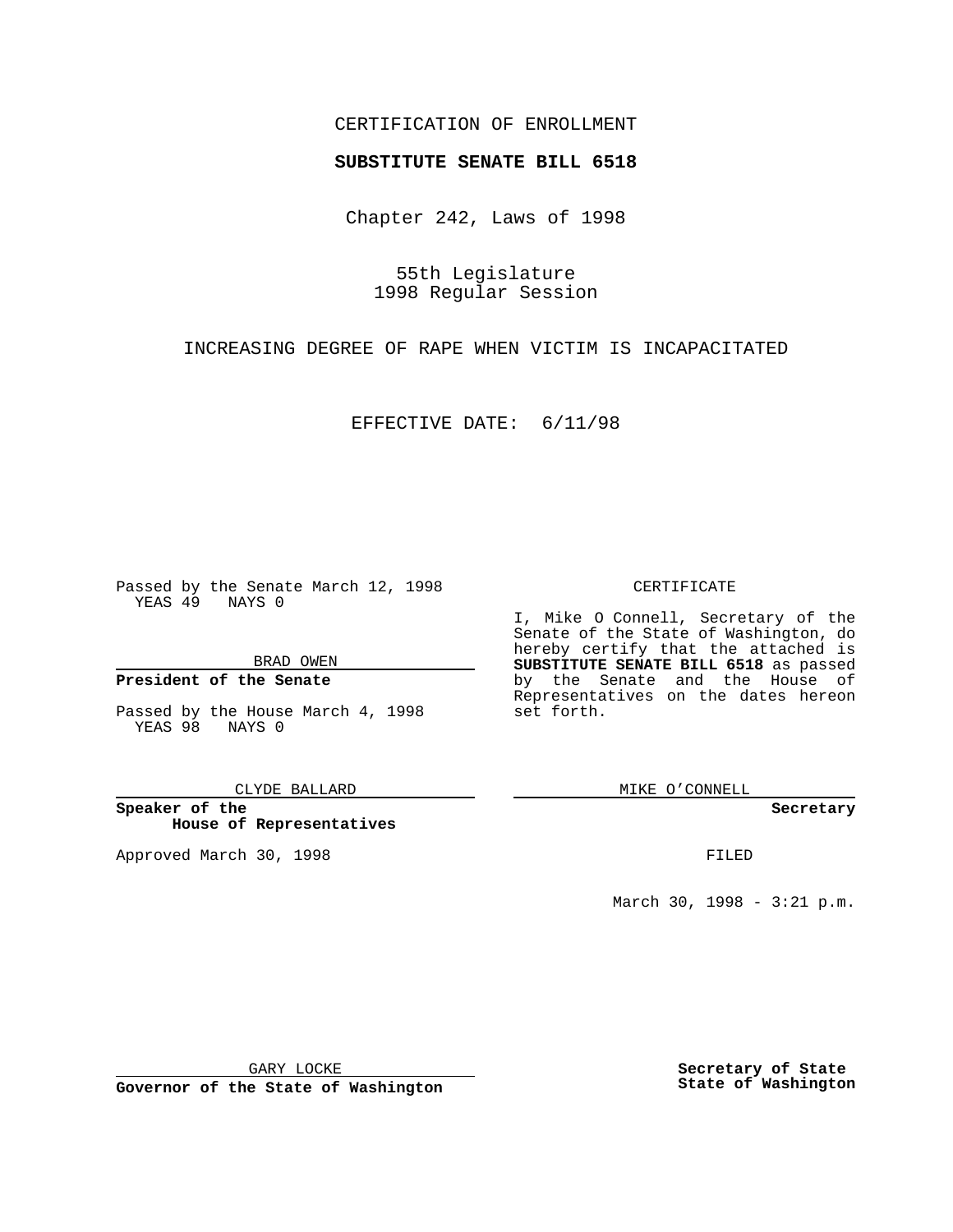CERTIFICATION OF ENROLLMENT

**SUBSTITUTE SENATE BILL 6518**

Chapter 242, Laws of 1998

55th Legislature
1998 Regular Session

INCREASING DEGREE OF RAPE WHEN VICTIM IS INCAPACITATED

EFFECTIVE DATE: 6/11/98

Passed by the Senate March 12, 1998
YEAS 49 NAYS 0

BRAD OWEN

**President of the Senate**

Passed by the House March 4, 1998
YEAS 98 NAYS 0

CLYDE BALLARD

**Speaker of the House of Representatives**

Approved March 30, 1998

GARY LOCKE

**Governor of the State of Washington**

CERTIFICATE

I, Mike O Connell, Secretary of the Senate of the State of Washington, do hereby certify that the attached is **SUBSTITUTE SENATE BILL 6518** as passed by the Senate and the House of Representatives on the dates hereon set forth.

MIKE O'CONNELL

**Secretary**

FILED

March 30, 1998 - 3:21 p.m.

**Secretary of State State of Washington**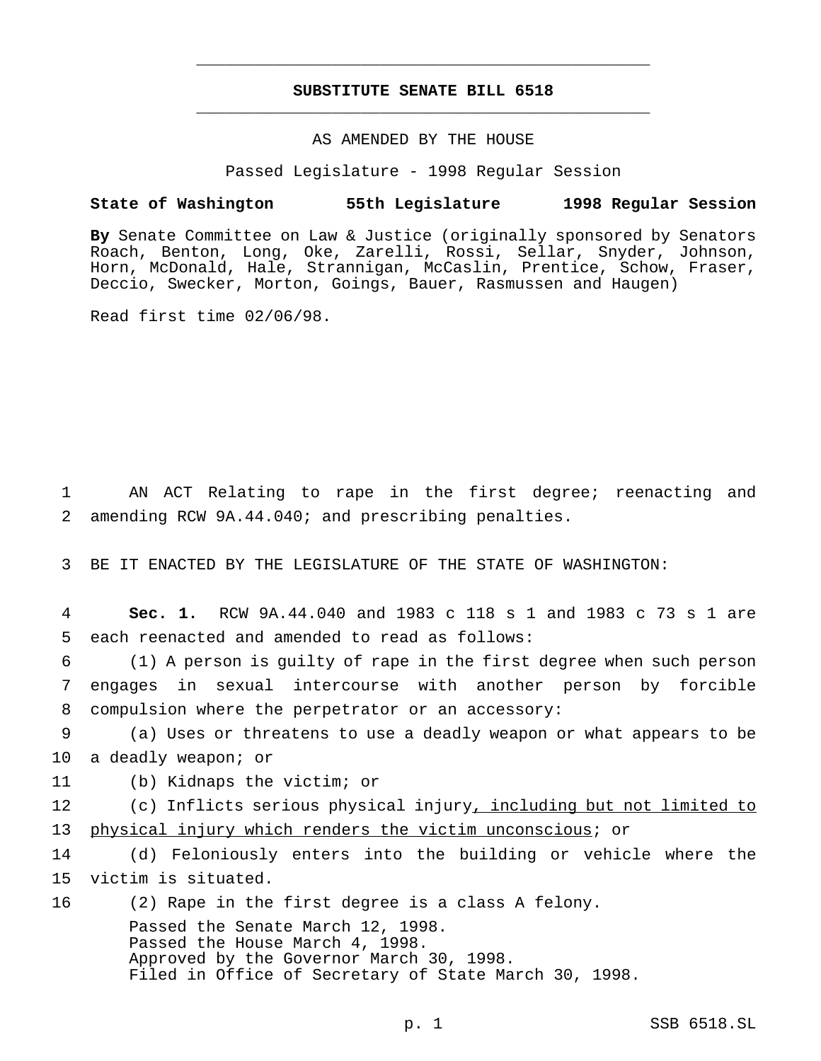# SUBSTITUTE SENATE BILL 6518

AS AMENDED BY THE HOUSE

Passed Legislature - 1998 Regular Session

**State of Washington 55th Legislature 1998 Regular Session**

**By** Senate Committee on Law & Justice (originally sponsored by Senators Roach, Benton, Long, Oke, Zarelli, Rossi, Sellar, Snyder, Johnson, Horn, McDonald, Hale, Strannigan, McCaslin, Prentice, Schow, Fraser, Deccio, Swecker, Morton, Goings, Bauer, Rasmussen and Haugen)

Read first time 02/06/98.

AN ACT Relating to rape in the first degree; reenacting and amending RCW 9A.44.040; and prescribing penalties.

BE IT ENACTED BY THE LEGISLATURE OF THE STATE OF WASHINGTON:

**Sec. 1.** RCW 9A.44.040 and 1983 c 118 s 1 and 1983 c 73 s 1 are each reenacted and amended to read as follows:

(1) A person is guilty of rape in the first degree when such person engages in sexual intercourse with another person by forcible compulsion where the perpetrator or an accessory:

(a) Uses or threatens to use a deadly weapon or what appears to be a deadly weapon; or

(b) Kidnaps the victim; or

(c) Inflicts serious physical injury<u>, including but not limited to physical injury which renders the victim unconscious</u>; or

(d) Feloniously enters into the building or vehicle where the victim is situated.

(2) Rape in the first degree is a class A felony.

Passed the Senate March 12, 1998.
Passed the House March 4, 1998.
Approved by the Governor March 30, 1998.
Filed in Office of Secretary of State March 30, 1998.